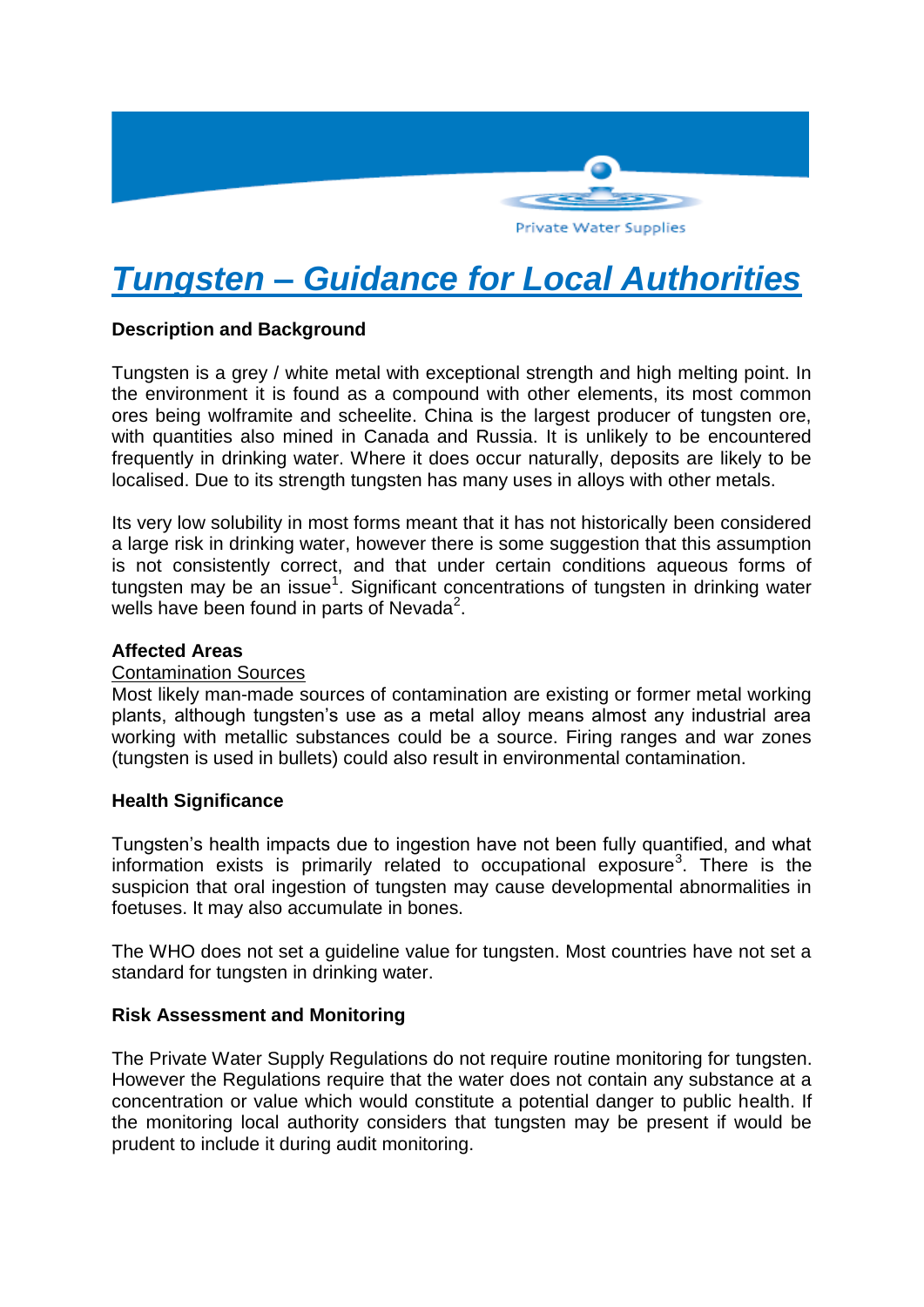# *Tungsten – Guidance for Local Authorities*

## Description and Background

Tungsten is a grey / white metal with exceptional strength and high melting point. In the environment it is found as a compound with other elements, its most common ores being wolframite and scheelite. China is the largest producer of tungsten ore, with quantities also mined in Canada and Russia. It is unlikely to be encountered frequently in drinking water. Where it does occur naturally, deposits are likely to be localised. Due to its strength tungsten has many uses in alloys with other metals.

Its very low solubility in most forms meant that it has not historically been considered a large risk in drinking water, however there is some suggestion that this assumption is not consistently correct, and that under certain conditions aqueous forms of tungsten may be an issue[1]. Significant concentrations of tungsten in drinking water wells have been found in parts of Nevada[2].

## Affected Areas

### Contamination Sources

Most likely man-made sources of contamination are existing or former metal working plants, although tungsten's use as a metal alloy means almost any industrial area working with metallic substances could be a source. Firing ranges and war zones (tungsten is used in bullets) could also result in environmental contamination.

## Health Significance

Tungsten's health impacts due to ingestion have not been fully quantified, and what information exists is primarily related to occupational exposure[3]. There is the suspicion that oral ingestion of tungsten may cause developmental abnormalities in foetuses. It may also accumulate in bones.

The WHO does not set a guideline value for tungsten. Most countries have not set a standard for tungsten in drinking water.

## Risk Assessment and Monitoring

The Private Water Supply Regulations do not require routine monitoring for tungsten. However the Regulations require that the water does not contain any substance at a concentration or value which would constitute a potential danger to public health. If the monitoring local authority considers that tungsten may be present if would be prudent to include it during audit monitoring.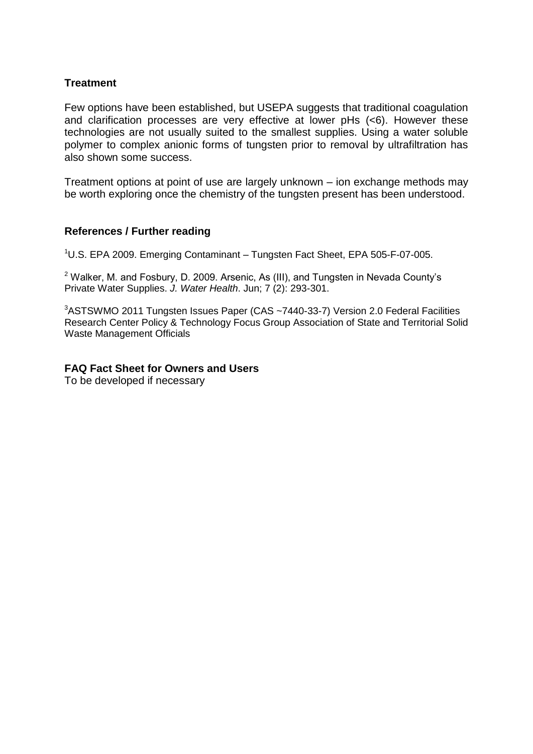## Treatment

Few options have been established, but USEPA suggests that traditional coagulation and clarification processes are very effective at lower pHs (<6). However these technologies are not usually suited to the smallest supplies. Using a water soluble polymer to complex anionic forms of tungsten prior to removal by ultrafiltration has also shown some success.

Treatment options at point of use are largely unknown – ion exchange methods may be worth exploring once the chemistry of the tungsten present has been understood.

## References / Further reading

[1]U.S. EPA 2009. Emerging Contaminant – Tungsten Fact Sheet, EPA 505-F-07-005.

[2] Walker, M. and Fosbury, D. 2009. Arsenic, As (III), and Tungsten in Nevada County's Private Water Supplies. *J. Water Health*. Jun; 7 (2): 293-301.

[3]ASTSWMO 2011 Tungsten Issues Paper (CAS ~7440-33-7) Version 2.0 Federal Facilities Research Center Policy & Technology Focus Group Association of State and Territorial Solid Waste Management Officials

## FAQ Fact Sheet for Owners and Users

To be developed if necessary